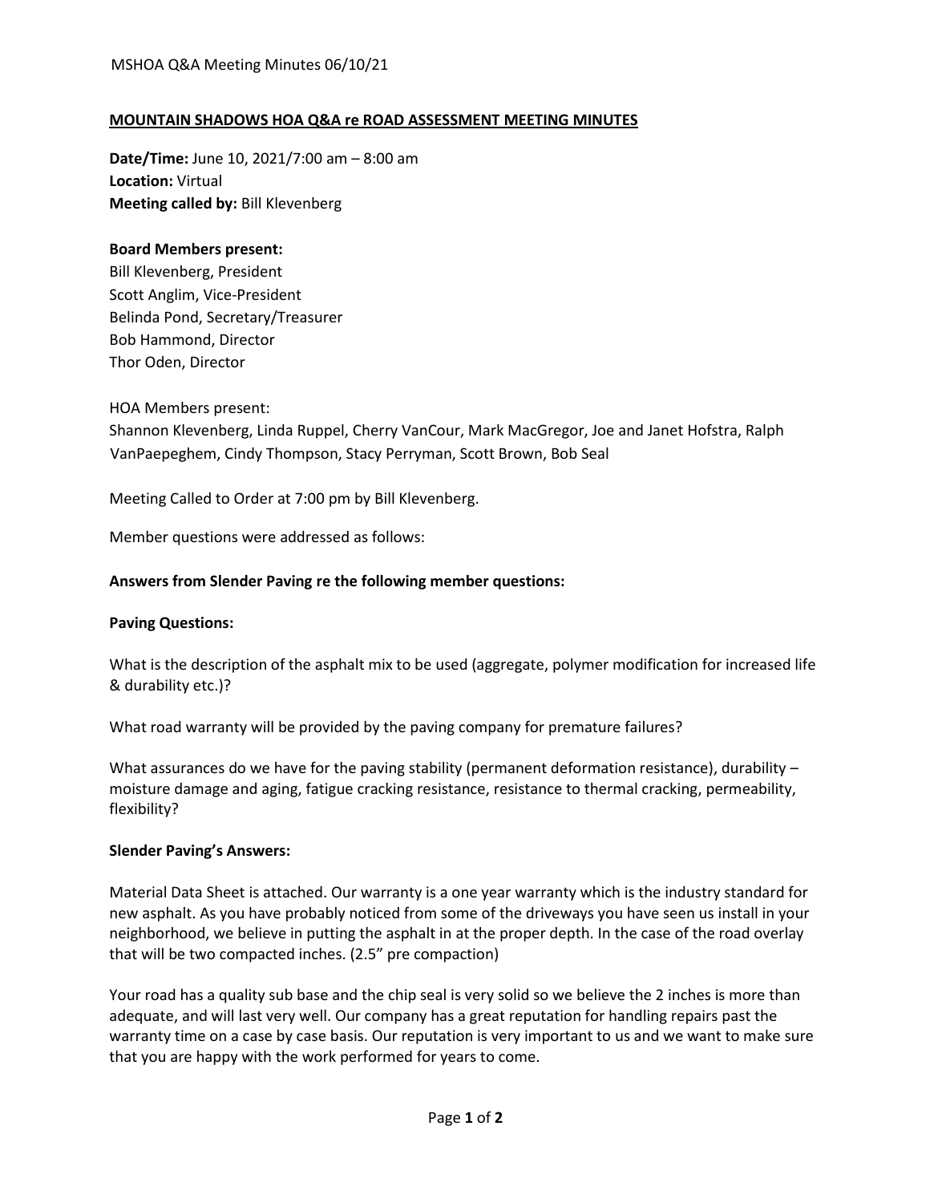# MOUNTAIN SHADOWS HOA Q&A re ROAD ASSESSMENT MEETING MINUTES

**Date/Time:** June 10, 2021/7:00 am – 8:00 am
**Location:** Virtual
**Meeting called by:** Bill Klevenberg

**Board Members present:**
Bill Klevenberg, President
Scott Anglim, Vice-President
Belinda Pond, Secretary/Treasurer
Bob Hammond, Director
Thor Oden, Director

HOA Members present:
Shannon Klevenberg, Linda Ruppel, Cherry VanCour, Mark MacGregor, Joe and Janet Hofstra, Ralph VanPaepeghem, Cindy Thompson, Stacy Perryman, Scott Brown, Bob Seal

Meeting Called to Order at 7:00 pm by Bill Klevenberg.

Member questions were addressed as follows:

**Answers from Slender Paving re the following member questions:**

**Paving Questions:**

What is the description of the asphalt mix to be used (aggregate, polymer modification for increased life & durability etc.)?

What road warranty will be provided by the paving company for premature failures?

What assurances do we have for the paving stability (permanent deformation resistance), durability – moisture damage and aging, fatigue cracking resistance, resistance to thermal cracking, permeability, flexibility?

**Slender Paving's Answers:**

Material Data Sheet is attached. Our warranty is a one year warranty which is the industry standard for new asphalt. As you have probably noticed from some of the driveways you have seen us install in your neighborhood, we believe in putting the asphalt in at the proper depth. In the case of the road overlay that will be two compacted inches. (2.5" pre compaction)

Your road has a quality sub base and the chip seal is very solid so we believe the 2 inches is more than adequate, and will last very well. Our company has a great reputation for handling repairs past the warranty time on a case by case basis. Our reputation is very important to us and we want to make sure that you are happy with the work performed for years to come.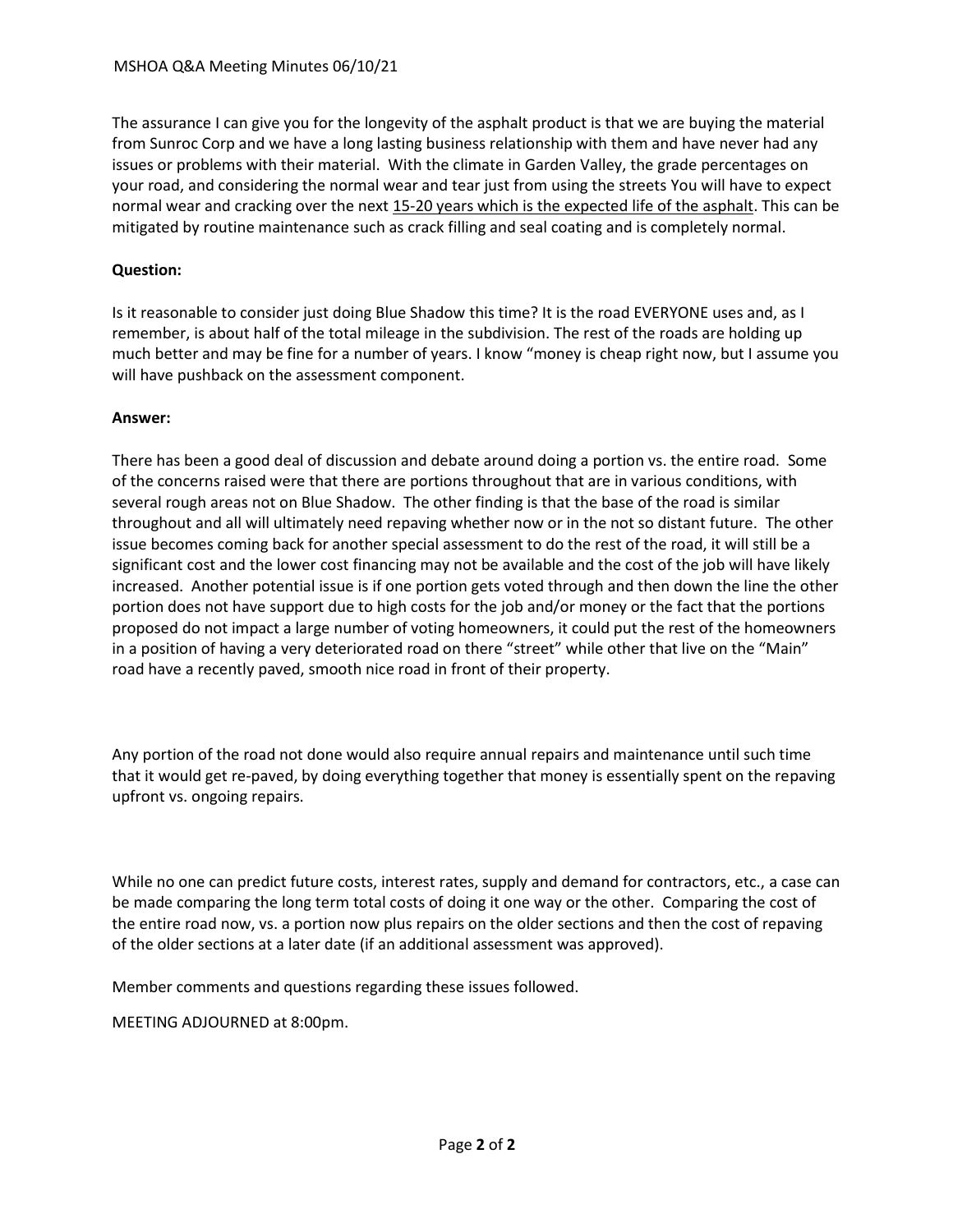The assurance I can give you for the longevity of the asphalt product is that we are buying the material from Sunroc Corp and we have a long lasting business relationship with them and have never had any issues or problems with their material. With the climate in Garden Valley, the grade percentages on your road, and considering the normal wear and tear just from using the streets You will have to expect normal wear and cracking over the next <u>15-20 years which is the expected life of the asphalt</u>. This can be mitigated by routine maintenance such as crack filling and seal coating and is completely normal.

**Question:**

Is it reasonable to consider just doing Blue Shadow this time? It is the road EVERYONE uses and, as I remember, is about half of the total mileage in the subdivision. The rest of the roads are holding up much better and may be fine for a number of years. I know "money is cheap right now, but I assume you will have pushback on the assessment component.

**Answer:**

There has been a good deal of discussion and debate around doing a portion vs. the entire road. Some of the concerns raised were that there are portions throughout that are in various conditions, with several rough areas not on Blue Shadow. The other finding is that the base of the road is similar throughout and all will ultimately need repaving whether now or in the not so distant future. The other issue becomes coming back for another special assessment to do the rest of the road, it will still be a significant cost and the lower cost financing may not be available and the cost of the job will have likely increased. Another potential issue is if one portion gets voted through and then down the line the other portion does not have support due to high costs for the job and/or money or the fact that the portions proposed do not impact a large number of voting homeowners, it could put the rest of the homeowners in a position of having a very deteriorated road on there "street" while other that live on the "Main" road have a recently paved, smooth nice road in front of their property.

Any portion of the road not done would also require annual repairs and maintenance until such time that it would get re-paved, by doing everything together that money is essentially spent on the repaving upfront vs. ongoing repairs.

While no one can predict future costs, interest rates, supply and demand for contractors, etc., a case can be made comparing the long term total costs of doing it one way or the other. Comparing the cost of the entire road now, vs. a portion now plus repairs on the older sections and then the cost of repaving of the older sections at a later date (if an additional assessment was approved).

Member comments and questions regarding these issues followed.

MEETING ADJOURNED at 8:00pm.